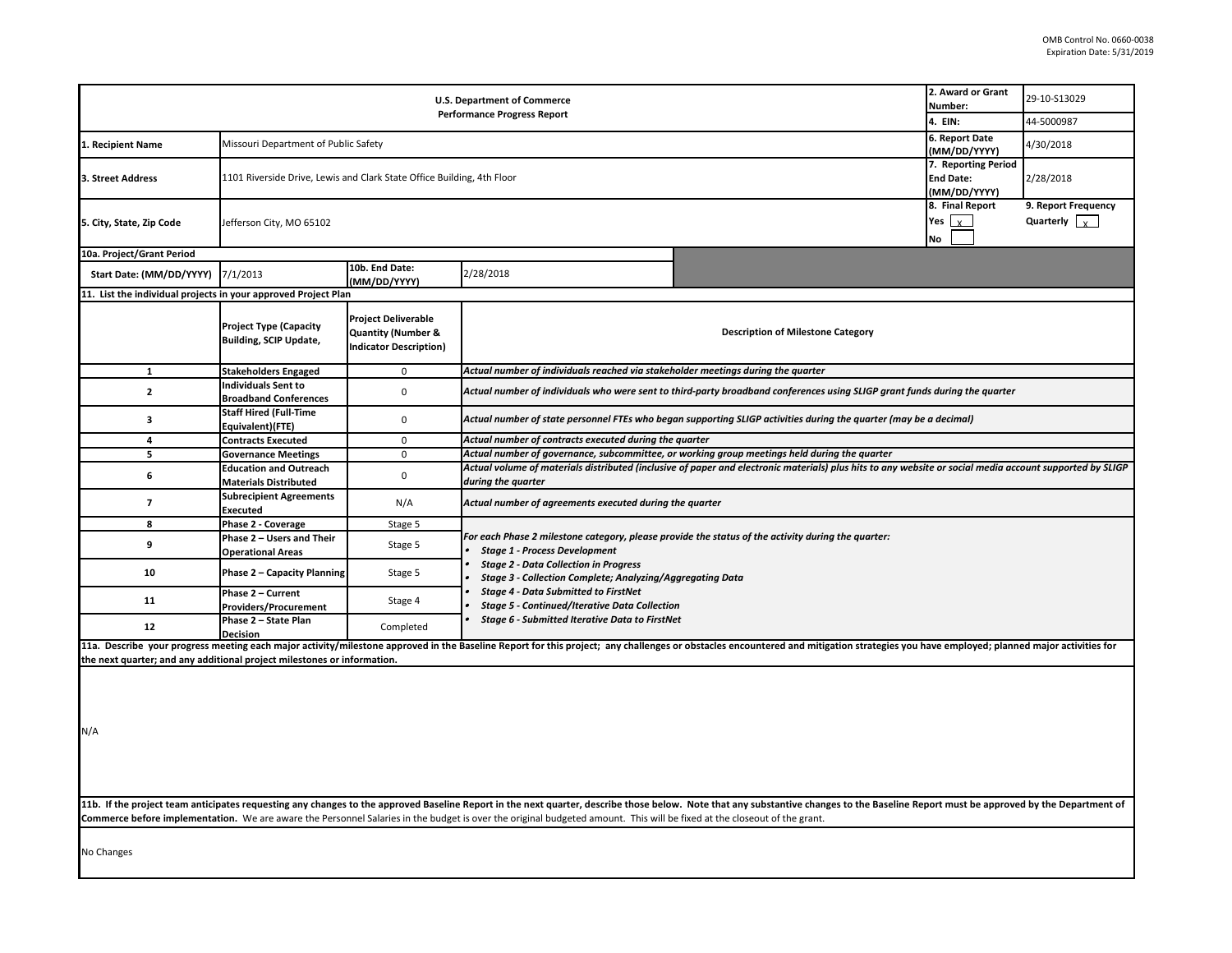OMB Control No. 0660-0038
Expiration Date: 5/31/2019

| U.S. Department of Commerce<br>Performance Progress Report | | | | 2. Award or Grant Number: | 29-10-S13029 |
|---|---|---|---|---|---|
| | | | | 4. EIN: | 44-5000987 |
| 1. Recipient Name | Missouri Department of Public Safety | | | 6. Report Date (MM/DD/YYYY) | 4/30/2018 |
| 3. Street Address | 1101 Riverside Drive, Lewis and Clark State Office Building, 4th Floor | | | 7. Reporting Period End Date: (MM/DD/YYYY) | 2/28/2018 |
| 5. City, State, Zip Code | Jefferson City, MO 65102 | | | 8. Final Report<br>Yes [x]<br>No [ ] | 9. Report Frequency<br>Quarterly [x] |
| 10a. Project/Grant Period | | | | | |
| Start Date: (MM/DD/YYYY) | 7/1/2013 | 10b. End Date: (MM/DD/YYYY) | 2/28/2018 | | |

**11. List the individual projects in your approved Project Plan**

| | Project Type (Capacity Building, SCIP Update, | Project Deliverable Quantity (Number & Indicator Description) | Description of Milestone Category |
|---|---|---|---|
| 1 | Stakeholders Engaged | 0 | *Actual number of individuals reached via stakeholder meetings during the quarter* |
| 2 | Individuals Sent to Broadband Conferences | 0 | *Actual number of individuals who were sent to third-party broadband conferences using SLIGP grant funds during the quarter* |
| 3 | Staff Hired (Full-Time Equivalent)(FTE) | 0 | *Actual number of state personnel FTEs who began supporting SLIGP activities during the quarter (may be a decimal)* |
| 4 | Contracts Executed | 0 | *Actual number of contracts executed during the quarter* |
| 5 | Governance Meetings | 0 | *Actual number of governance, subcommittee, or working group meetings held during the quarter* |
| 6 | Education and Outreach Materials Distributed | 0 | *Actual volume of materials distributed (inclusive of paper and electronic materials) plus hits to any website or social media account supported by SLIGP during the quarter* |
| 7 | Subrecipient Agreements Executed | N/A | *Actual number of agreements executed during the quarter* |
| 8 | Phase 2 - Coverage | Stage 5 | *For each Phase 2 milestone category, please provide the status of the activity during the quarter:*<br>• *Stage 1 - Process Development*<br>• *Stage 2 - Data Collection in Progress*<br>• *Stage 3 - Collection Complete; Analyzing/Aggregating Data*<br>• *Stage 4 - Data Submitted to FirstNet*<br>• *Stage 5 - Continued/Iterative Data Collection*<br>• *Stage 6 - Submitted Iterative Data to FirstNet* |
| 9 | Phase 2 – Users and Their Operational Areas | Stage 5 | |
| 10 | Phase 2 – Capacity Planning | Stage 5 | |
| 11 | Phase 2 – Current Providers/Procurement | Stage 4 | |
| 12 | Phase 2 – State Plan Decision | Completed | |

**11a. Describe your progress meeting each major activity/milestone approved in the Baseline Report for this project; any challenges or obstacles encountered and mitigation strategies you have employed; planned major activities for the next quarter; and any additional project milestones or information.**

N/A

**11b. If the project team anticipates requesting any changes to the approved Baseline Report in the next quarter, describe those below. Note that any substantive changes to the Baseline Report must be approved by the Department of Commerce before implementation.** We are aware the Personnel Salaries in the budget is over the original budgeted amount. This will be fixed at the closeout of the grant.

No Changes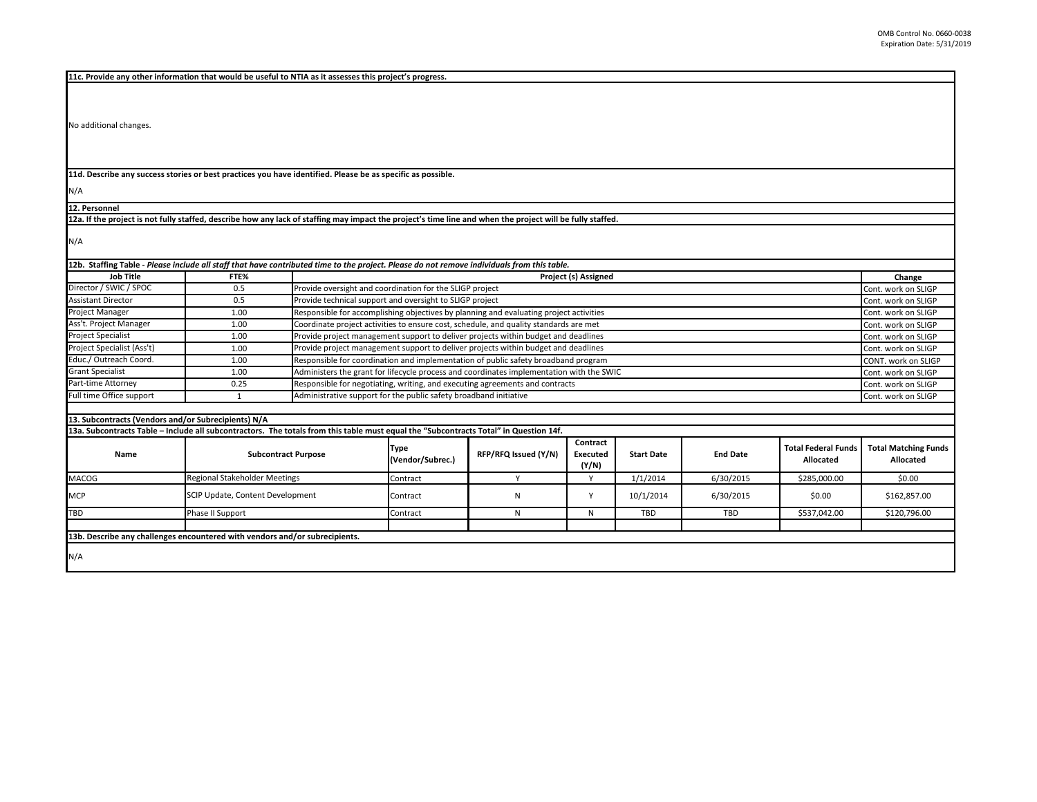**11c. Provide any other information that would be useful to NTIA as it assesses this project's progress.**

No additional changes.

**11d. Describe any success stories or best practices you have identified. Please be as specific as possible.**

N/A

**12. Personnel**

**12a. If the project is not fully staffed, describe how any lack of staffing may impact the project's time line and when the project will be fully staffed.**

N/A

**12b. Staffing Table** - *Please include all staff that have contributed time to the project. Please do not remove individuals from this table.*

| Job Title | FTE% | Project (s) Assigned | Change |
|---|---|---|---|
| Director / SWIC / SPOC | 0.5 | Provide oversight and coordination for the SLIGP project | Cont. work on SLIGP |
| Assistant Director | 0.5 | Provide technical support and oversight to SLIGP project | Cont. work on SLIGP |
| Project Manager | 1.00 | Responsible for accomplishing objectives by planning and evaluating project activities | Cont. work on SLIGP |
| Ass't. Project Manager | 1.00 | Coordinate project activities to ensure cost, schedule, and quality standards are met | Cont. work on SLIGP |
| Project Specialist | 1.00 | Provide project management support to deliver projects within budget and deadlines | Cont. work on SLIGP |
| Project Specialist (Ass't) | 1.00 | Provide project management support to deliver projects within budget and deadlines | Cont. work on SLIGP |
| Educ./ Outreach Coord. | 1.00 | Responsible for coordination and implementation of public safety broadband program | CONT. work on SLIGP |
| Grant Specialist | 1.00 | Administers the grant for lifecycle process and coordinates implementation with the SWIC | Cont. work on SLIGP |
| Part-time Attorney | 0.25 | Responsible for negotiating, writing, and executing agreements and contracts | Cont. work on SLIGP |
| Full time Office support | 1 | Administrative support for the public safety broadband initiative | Cont. work on SLIGP |

**13. Subcontracts (Vendors and/or Subrecipients) N/A**

**13a. Subcontracts Table – Include all subcontractors. The totals from this table must equal the "Subcontracts Total" in Question 14f.**

| Name | Subcontract Purpose | Type (Vendor/Subrec.) | RFP/RFQ Issued (Y/N) | Contract Executed (Y/N) | Start Date | End Date | Total Federal Funds Allocated | Total Matching Funds Allocated |
|---|---|---|---|---|---|---|---|---|
| MACOG | Regional Stakeholder Meetings | Contract | Y | Y | 1/1/2014 | 6/30/2015 | $285,000.00 | $0.00 |
| MCP | SCIP Update, Content Development | Contract | N | Y | 10/1/2014 | 6/30/2015 | $0.00 | $162,857.00 |
| TBD | Phase II Support | Contract | N | N | TBD | TBD | $537,042.00 | $120,796.00 |
| | | | | | | | | |

**13b. Describe any challenges encountered with vendors and/or subrecipients.**

N/A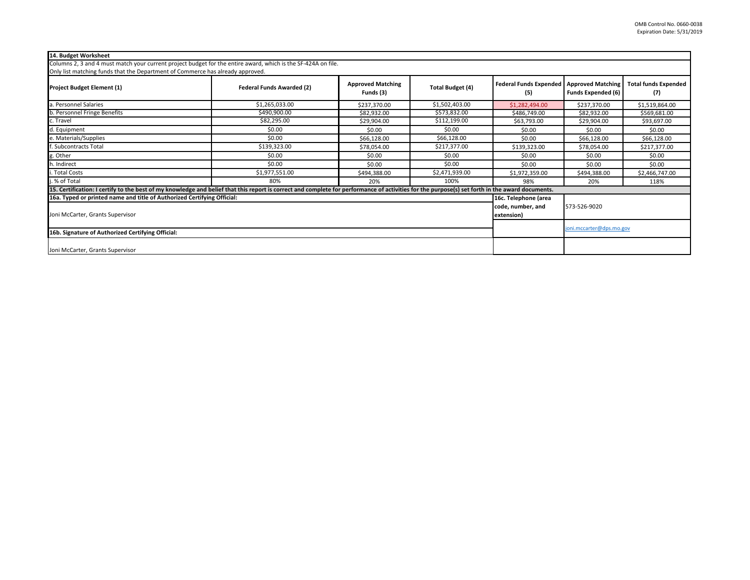## 14. Budget Worksheet

Columns 2, 3 and 4 must match your current project budget for the entire award, which is the SF-424A on file.
Only list matching funds that the Department of Commerce has already approved.

| Project Budget Element (1) | Federal Funds Awarded (2) | Approved Matching Funds (3) | Total Budget (4) | Federal Funds Expended (5) | Approved Matching Funds Expended (6) | Total funds Expended (7) |
|---|---|---|---|---|---|---|
| a. Personnel Salaries | $1,265,033.00 | $237,370.00 | $1,502,403.00 | $1,282,494.00 | $237,370.00 | $1,519,864.00 |
| b. Personnel Fringe Benefits | $490,900.00 | $82,932.00 | $573,832.00 | $486,749.00 | $82,932.00 | $569,681.00 |
| c. Travel | $82,295.00 | $29,904.00 | $112,199.00 | $63,793.00 | $29,904.00 | $93,697.00 |
| d. Equipment | $0.00 | $0.00 | $0.00 | $0.00 | $0.00 | $0.00 |
| e. Materials/Supplies | $0.00 | $66,128.00 | $66,128.00 | $0.00 | $66,128.00 | $66,128.00 |
| f. Subcontracts Total | $139,323.00 | $78,054.00 | $217,377.00 | $139,323.00 | $78,054.00 | $217,377.00 |
| g. Other | $0.00 | $0.00 | $0.00 | $0.00 | $0.00 | $0.00 |
| h. Indirect | $0.00 | $0.00 | $0.00 | $0.00 | $0.00 | $0.00 |
| i. Total Costs | $1,977,551.00 | $494,388.00 | $2,471,939.00 | $1,972,359.00 | $494,388.00 | $2,466,747.00 |
| j. % of Total | 80% | 20% | 100% | 98% | 20% | 118% |

**15. Certification: I certify to the best of my knowledge and belief that this report is correct and complete for performance of activities for the purpose(s) set forth in the award documents.**

**16a. Typed or printed name and title of Authorized Certifying Official:**

Joni McCarter, Grants Supervisor

**16b. Signature of Authorized Certifying Official:**

Joni McCarter, Grants Supervisor

**16c. Telephone (area code, number, and extension)**

573-526-9020

joni.mccarter@dps.mo.gov